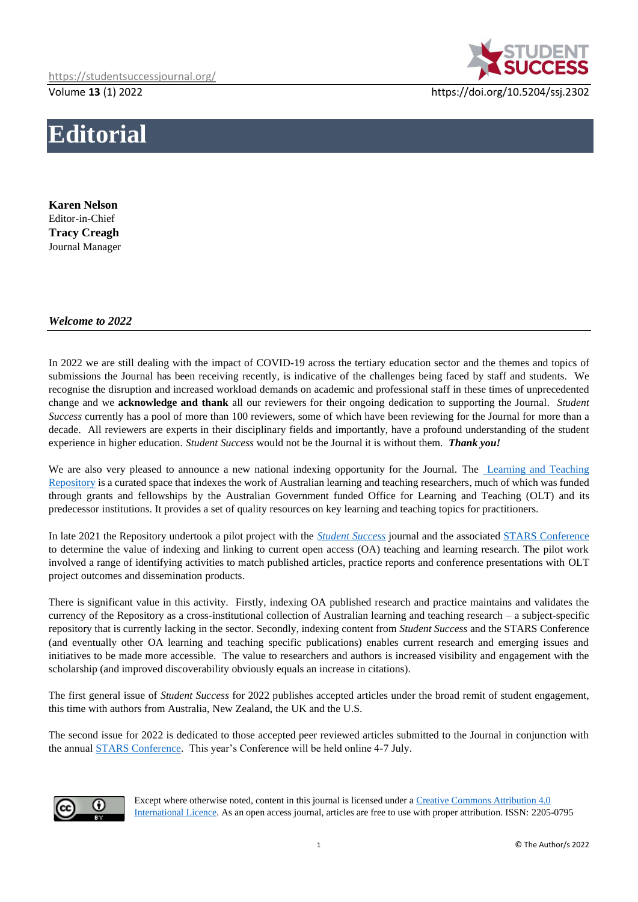# Editorial

**Karen Nelson**
Editor-in-Chief
**Tracy Creagh**
Journal Manager

## *Welcome to 2022*

In 2022 we are still dealing with the impact of COVID-19 across the tertiary education sector and the themes and topics of submissions the Journal has been receiving recently, is indicative of the challenges being faced by staff and students. We recognise the disruption and increased workload demands on academic and professional staff in these times of unprecedented change and we **acknowledge and thank** all our reviewers for their ongoing dedication to supporting the Journal. *Student Success* currently has a pool of more than 100 reviewers, some of which have been reviewing for the Journal for more than a decade. All reviewers are experts in their disciplinary fields and importantly, have a profound understanding of the student experience in higher education. *Student Success* would not be the Journal it is without them. ***Thank you!***

We are also very pleased to announce a new national indexing opportunity for the Journal. The Learning and Teaching Repository is a curated space that indexes the work of Australian learning and teaching researchers, much of which was funded through grants and fellowships by the Australian Government funded Office for Learning and Teaching (OLT) and its predecessor institutions. It provides a set of quality resources on key learning and teaching topics for practitioners.

In late 2021 the Repository undertook a pilot project with the *Student Success* journal and the associated STARS Conference to determine the value of indexing and linking to current open access (OA) teaching and learning research. The pilot work involved a range of identifying activities to match published articles, practice reports and conference presentations with OLT project outcomes and dissemination products.

There is significant value in this activity. Firstly, indexing OA published research and practice maintains and validates the currency of the Repository as a cross-institutional collection of Australian learning and teaching research – a subject-specific repository that is currently lacking in the sector. Secondly, indexing content from *Student Success* and the STARS Conference (and eventually other OA learning and teaching specific publications) enables current research and emerging issues and initiatives to be made more accessible. The value to researchers and authors is increased visibility and engagement with the scholarship (and improved discoverability obviously equals an increase in citations).

The first general issue of *Student Success* for 2022 publishes accepted articles under the broad remit of student engagement, this time with authors from Australia, New Zealand, the UK and the U.S.

The second issue for 2022 is dedicated to those accepted peer reviewed articles submitted to the Journal in conjunction with the annual STARS Conference. This year's Conference will be held online 4-7 July.

Except where otherwise noted, content in this journal is licensed under a Creative Commons Attribution 4.0 International Licence. As an open access journal, articles are free to use with proper attribution. ISSN: 2205-0795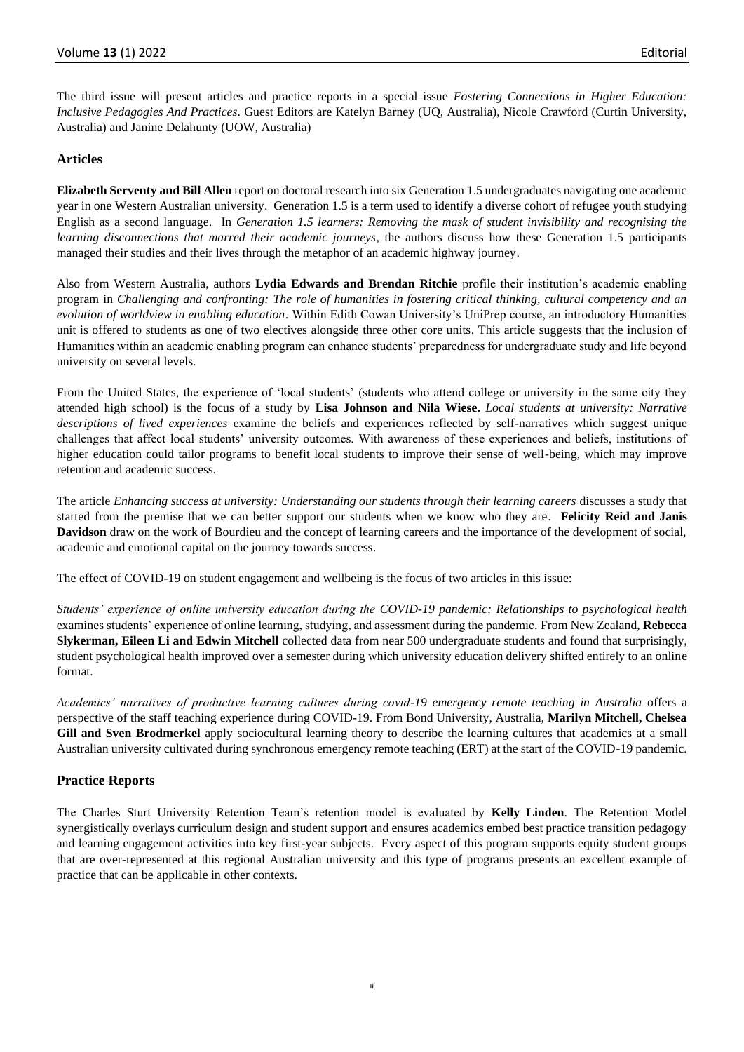The third issue will present articles and practice reports in a special issue *Fostering Connections in Higher Education: Inclusive Pedagogies And Practices*. Guest Editors are Katelyn Barney (UQ, Australia), Nicole Crawford (Curtin University, Australia) and Janine Delahunty (UOW, Australia)

## Articles

**Elizabeth Serventy and Bill Allen** report on doctoral research into six Generation 1.5 undergraduates navigating one academic year in one Western Australian university. Generation 1.5 is a term used to identify a diverse cohort of refugee youth studying English as a second language. In *Generation 1.5 learners: Removing the mask of student invisibility and recognising the learning disconnections that marred their academic journeys*, the authors discuss how these Generation 1.5 participants managed their studies and their lives through the metaphor of an academic highway journey.

Also from Western Australia, authors **Lydia Edwards and Brendan Ritchie** profile their institution's academic enabling program in *Challenging and confronting: The role of humanities in fostering critical thinking, cultural competency and an evolution of worldview in enabling education*. Within Edith Cowan University's UniPrep course, an introductory Humanities unit is offered to students as one of two electives alongside three other core units. This article suggests that the inclusion of Humanities within an academic enabling program can enhance students' preparedness for undergraduate study and life beyond university on several levels.

From the United States, the experience of 'local students' (students who attend college or university in the same city they attended high school) is the focus of a study by **Lisa Johnson and Nila Wiese.** *Local students at university: Narrative descriptions of lived experiences* examine the beliefs and experiences reflected by self-narratives which suggest unique challenges that affect local students' university outcomes. With awareness of these experiences and beliefs, institutions of higher education could tailor programs to benefit local students to improve their sense of well-being, which may improve retention and academic success.

The article *Enhancing success at university: Understanding our students through their learning careers* discusses a study that started from the premise that we can better support our students when we know who they are. **Felicity Reid and Janis Davidson** draw on the work of Bourdieu and the concept of learning careers and the importance of the development of social, academic and emotional capital on the journey towards success.

The effect of COVID-19 on student engagement and wellbeing is the focus of two articles in this issue:

*Students' experience of online university education during the COVID-19 pandemic: Relationships to psychological health* examines students' experience of online learning, studying, and assessment during the pandemic. From New Zealand, **Rebecca Slykerman, Eileen Li and Edwin Mitchell** collected data from near 500 undergraduate students and found that surprisingly, student psychological health improved over a semester during which university education delivery shifted entirely to an online format.

*Academics' narratives of productive learning cultures during covid-19 emergency remote teaching in Australia* offers a perspective of the staff teaching experience during COVID-19. From Bond University, Australia, **Marilyn Mitchell, Chelsea Gill and Sven Brodmerkel** apply sociocultural learning theory to describe the learning cultures that academics at a small Australian university cultivated during synchronous emergency remote teaching (ERT) at the start of the COVID-19 pandemic.

## Practice Reports

The Charles Sturt University Retention Team's retention model is evaluated by **Kelly Linden**. The Retention Model synergistically overlays curriculum design and student support and ensures academics embed best practice transition pedagogy and learning engagement activities into key first-year subjects. Every aspect of this program supports equity student groups that are over-represented at this regional Australian university and this type of programs presents an excellent example of practice that can be applicable in other contexts.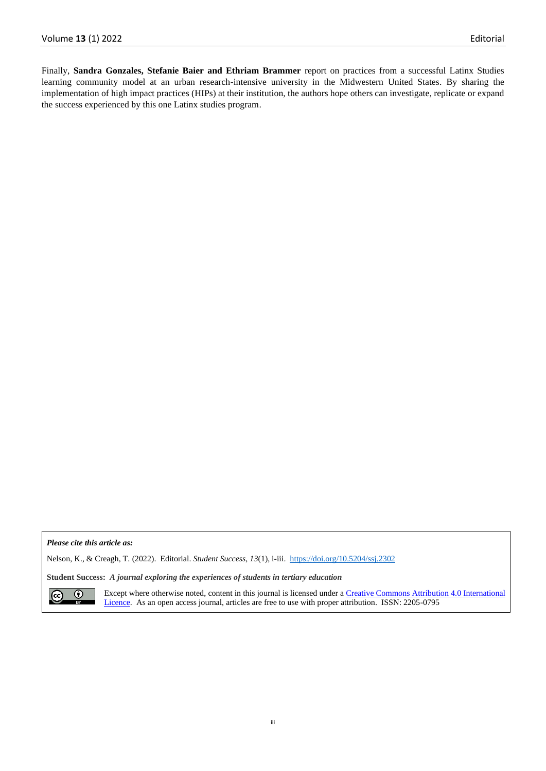Finally, **Sandra Gonzales, Stefanie Baier and Ethriam Brammer** report on practices from a successful Latinx Studies learning community model at an urban research-intensive university in the Midwestern United States. By sharing the implementation of high impact practices (HIPs) at their institution, the authors hope others can investigate, replicate or expand the success experienced by this one Latinx studies program.

***Please cite this article as:***

Nelson, K., & Creagh, T. (2022). Editorial. *Student Success*, *13*(1), i-iii. https://doi.org/10.5204/ssj.2302

**Student Success:** ***A journal exploring the experiences of students in tertiary education***

Except where otherwise noted, content in this journal is licensed under a Creative Commons Attribution 4.0 International Licence. As an open access journal, articles are free to use with proper attribution. ISSN: 2205-0795